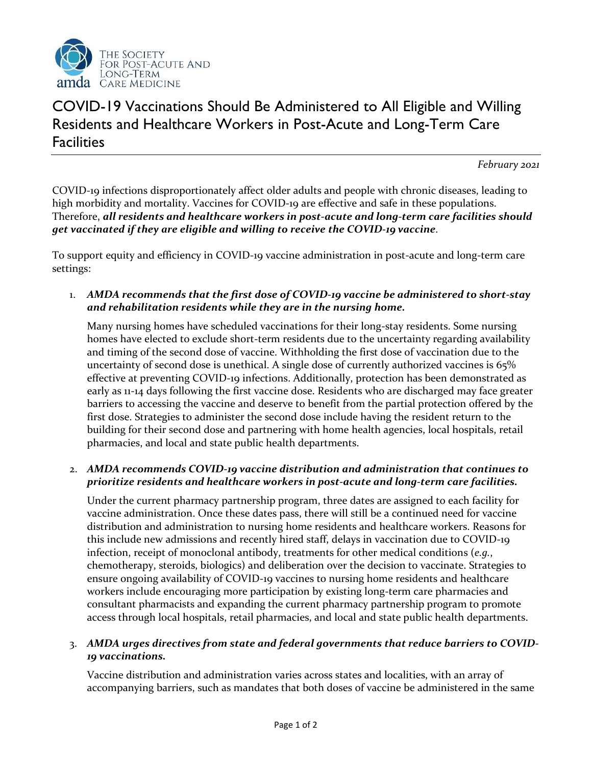THE SOCIETY FOR POST-ACUTE AND LONG-TERM CARE MEDICINE

amda

# COVID-19 Vaccinations Should Be Administered to All Eligible and Willing Residents and Healthcare Workers in Post-Acute and Long-Term Care Facilities

*February 2021*

COVID-19 infections disproportionately affect older adults and people with chronic diseases, leading to high morbidity and mortality. Vaccines for COVID-19 are effective and safe in these populations. Therefore, ***all residents and healthcare workers in post-acute and long-term care facilities should get vaccinated if they are eligible and willing to receive the COVID-19 vaccine***.

To support equity and efficiency in COVID-19 vaccine administration in post-acute and long-term care settings:

1. ***AMDA recommends that the first dose of COVID-19 vaccine be administered to short-stay and rehabilitation residents while they are in the nursing home.***

   Many nursing homes have scheduled vaccinations for their long-stay residents. Some nursing homes have elected to exclude short-term residents due to the uncertainty regarding availability and timing of the second dose of vaccine. Withholding the first dose of vaccination due to the uncertainty of second dose is unethical. A single dose of currently authorized vaccines is 65% effective at preventing COVID-19 infections. Additionally, protection has been demonstrated as early as 11-14 days following the first vaccine dose. Residents who are discharged may face greater barriers to accessing the vaccine and deserve to benefit from the partial protection offered by the first dose. Strategies to administer the second dose include having the resident return to the building for their second dose and partnering with home health agencies, local hospitals, retail pharmacies, and local and state public health departments.

2. ***AMDA recommends COVID-19 vaccine distribution and administration that continues to prioritize residents and healthcare workers in post-acute and long-term care facilities.***

   Under the current pharmacy partnership program, three dates are assigned to each facility for vaccine administration. Once these dates pass, there will still be a continued need for vaccine distribution and administration to nursing home residents and healthcare workers. Reasons for this include new admissions and recently hired staff, delays in vaccination due to COVID-19 infection, receipt of monoclonal antibody, treatments for other medical conditions (*e.g.*, chemotherapy, steroids, biologics) and deliberation over the decision to vaccinate. Strategies to ensure ongoing availability of COVID-19 vaccines to nursing home residents and healthcare workers include encouraging more participation by existing long-term care pharmacies and consultant pharmacists and expanding the current pharmacy partnership program to promote access through local hospitals, retail pharmacies, and local and state public health departments.

3. ***AMDA urges directives from state and federal governments that reduce barriers to COVID-19 vaccinations.***

   Vaccine distribution and administration varies across states and localities, with an array of accompanying barriers, such as mandates that both doses of vaccine be administered in the same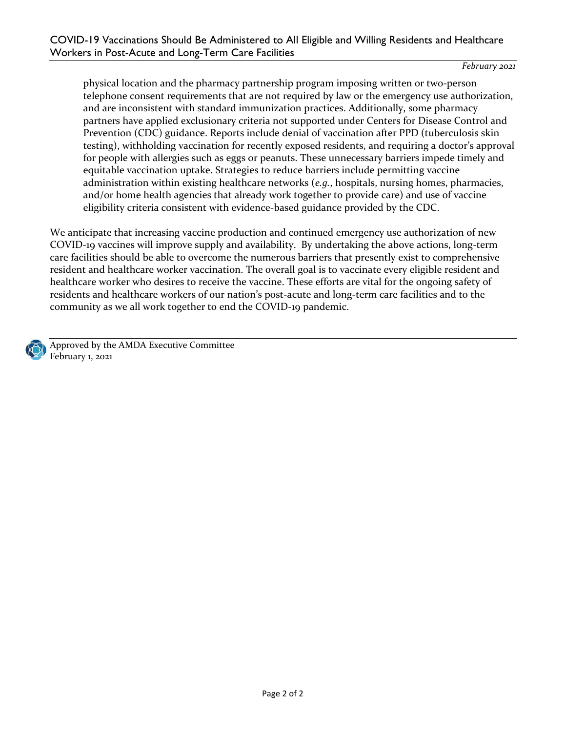physical location and the pharmacy partnership program imposing written or two-person telephone consent requirements that are not required by law or the emergency use authorization, and are inconsistent with standard immunization practices. Additionally, some pharmacy partners have applied exclusionary criteria not supported under Centers for Disease Control and Prevention (CDC) guidance. Reports include denial of vaccination after PPD (tuberculosis skin testing), withholding vaccination for recently exposed residents, and requiring a doctor's approval for people with allergies such as eggs or peanuts. These unnecessary barriers impede timely and equitable vaccination uptake. Strategies to reduce barriers include permitting vaccine administration within existing healthcare networks (*e.g.*, hospitals, nursing homes, pharmacies, and/or home health agencies that already work together to provide care) and use of vaccine eligibility criteria consistent with evidence-based guidance provided by the CDC.

We anticipate that increasing vaccine production and continued emergency use authorization of new COVID-19 vaccines will improve supply and availability. By undertaking the above actions, long-term care facilities should be able to overcome the numerous barriers that presently exist to comprehensive resident and healthcare worker vaccination. The overall goal is to vaccinate every eligible resident and healthcare worker who desires to receive the vaccine. These efforts are vital for the ongoing safety of residents and healthcare workers of our nation's post-acute and long-term care facilities and to the community as we all work together to end the COVID-19 pandemic.

---

Approved by the AMDA Executive Committee
February 1, 2021